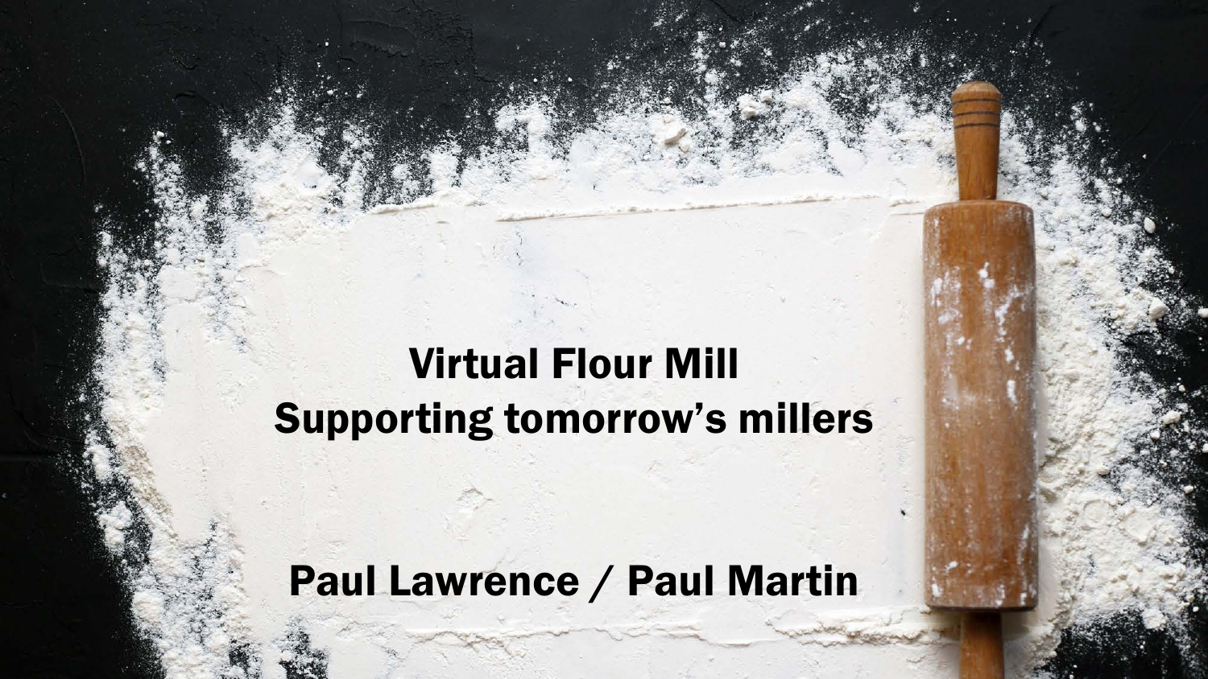# Virtual Flour Mill
## Supporting tomorrow's millers

**Paul Lawrence / Paul Martin**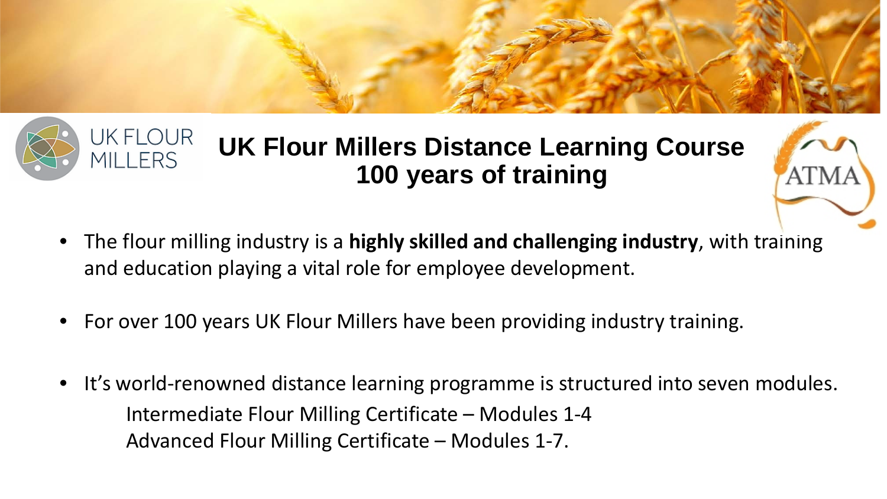# UK Flour Millers Distance Learning Course
# 100 years of training

- The flour milling industry is a **highly skilled and challenging industry**, with training and education playing a vital role for employee development.
- For over 100 years UK Flour Millers have been providing industry training.
- It's world-renowned distance learning programme is structured into seven modules.
  - Intermediate Flour Milling Certificate – Modules 1-4
  - Advanced Flour Milling Certificate – Modules 1-7.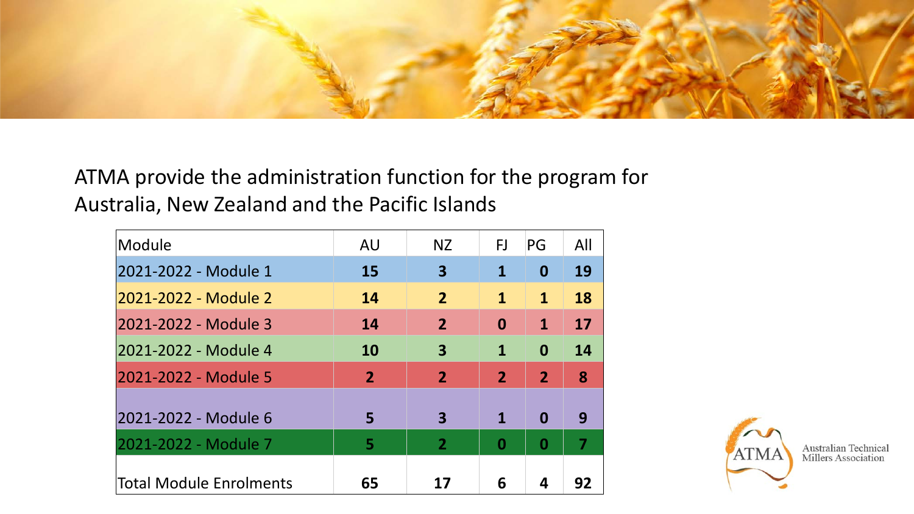ATMA provide the administration function for the program for Australia, New Zealand and the Pacific Islands

| Module | AU | NZ | FJ | PG | All |
| --- | --- | --- | --- | --- | --- |
| 2021-2022 - Module 1 | **15** | **3** | **1** | **0** | **19** |
| 2021-2022 - Module 2 | **14** | **2** | **1** | **1** | **18** |
| 2021-2022 - Module 3 | **14** | **2** | **0** | **1** | **17** |
| 2021-2022 - Module 4 | **10** | **3** | **1** | **0** | **14** |
| 2021-2022 - Module 5 | **2** | **2** | **2** | **2** | **8** |
| 2021-2022 - Module 6 | **5** | **3** | **1** | **0** | **9** |
| 2021-2022 - Module 7 | **5** | **2** | **0** | **0** | **7** |
| Total Module Enrolments | **65** | **17** | **6** | **4** | **92** |

ATMA Australian Technical Millers Association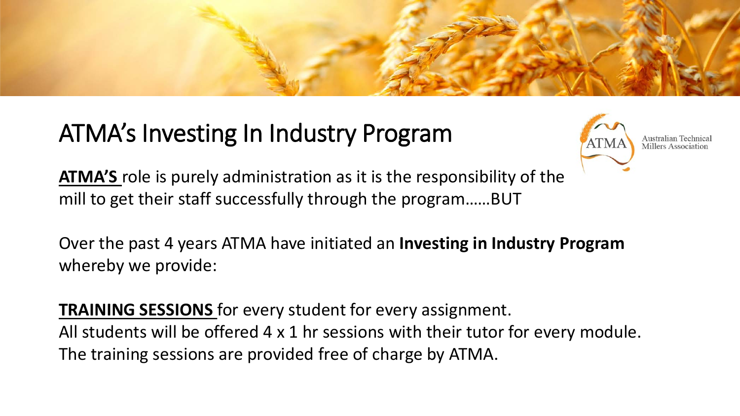# ATMA's Investing In Industry Program

Australian Technical Millers Association

**ATMA'S** role is purely administration as it is the responsibility of the mill to get their staff successfully through the program……BUT

Over the past 4 years ATMA have initiated an **Investing in Industry Program** whereby we provide:

**TRAINING SESSIONS** for every student for every assignment.
All students will be offered 4 x 1 hr sessions with their tutor for every module.
The training sessions are provided free of charge by ATMA.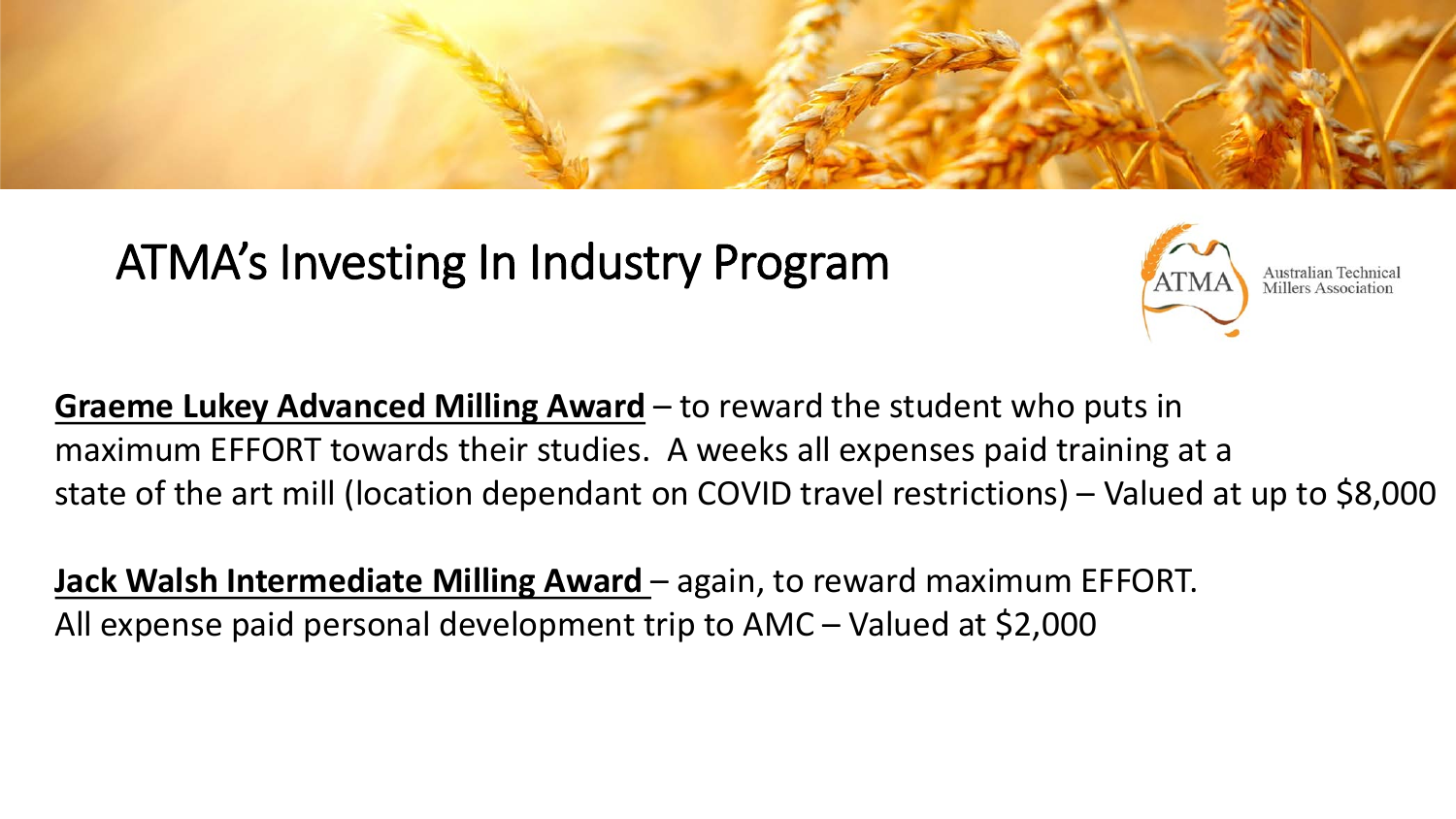# ATMA's Investing In Industry Program

Australian Technical Millers Association

**Graeme Lukey Advanced Milling Award** – to reward the student who puts in maximum EFFORT towards their studies. A weeks all expenses paid training at a state of the art mill (location dependant on COVID travel restrictions) – Valued at up to $8,000

**Jack Walsh Intermediate Milling Award** – again, to reward maximum EFFORT. All expense paid personal development trip to AMC – Valued at $2,000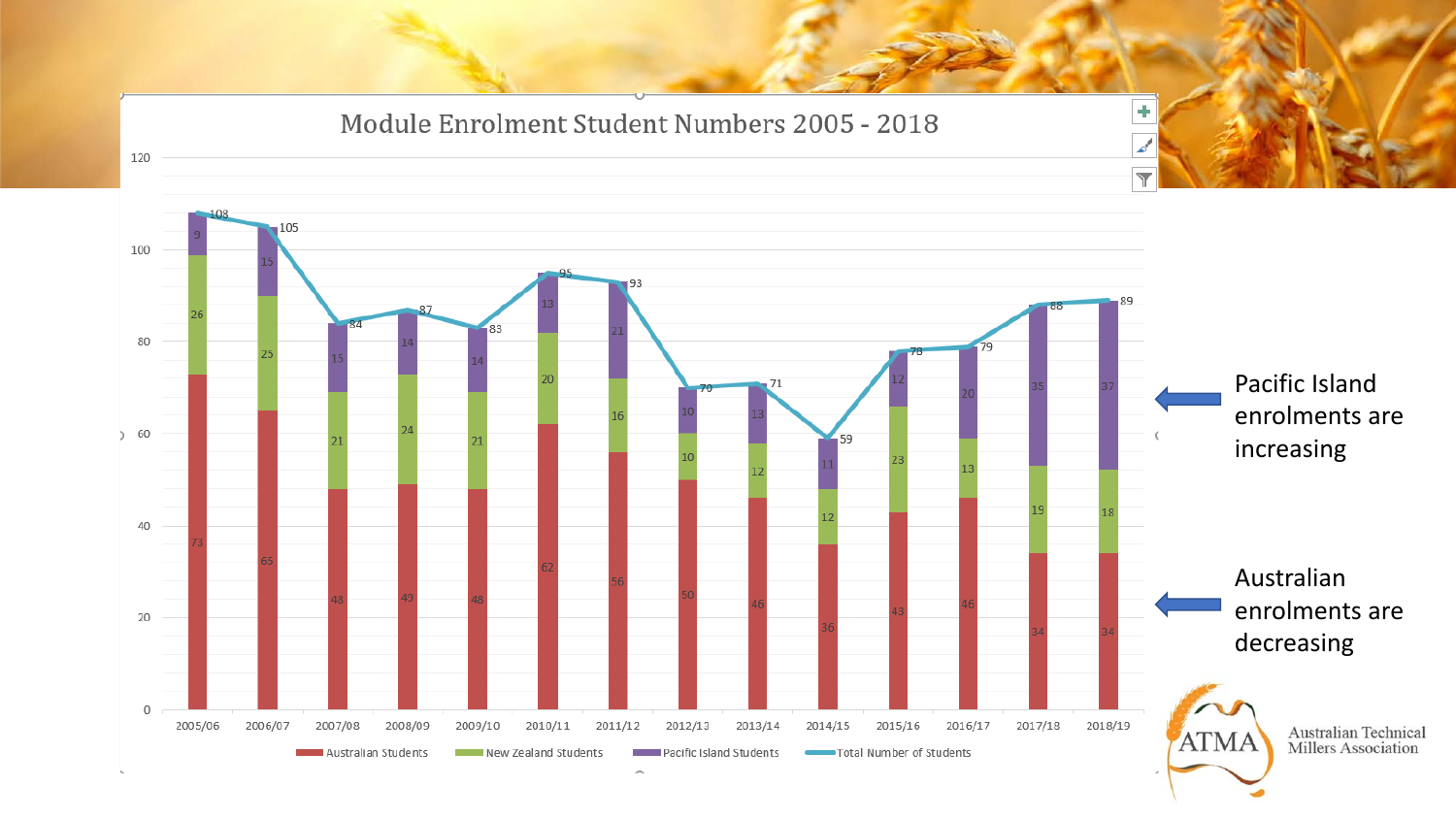## Module Enrolment Student Numbers 2005 - 2018

| Year | Australian Students | New Zealand Students | Pacific Island Students | Total Number of Students |
|---|---|---|---|---|
| 2005/06 | 73 | 26 | 9 | 108 |
| 2006/07 | 65 | 25 | 15 | 105 |
| 2007/08 | 48 | 21 | 15 | 84 |
| 2008/09 | 49 | 24 | 14 | 87 |
| 2009/10 | 48 | 21 | 14 | 83 |
| 2010/11 | 62 | 20 | 13 | 95 |
| 2011/12 | 56 | 16 | 21 | 93 |
| 2012/13 | 50 | 10 | 10 | 70 |
| 2013/14 | 46 | 12 | 13 | 71 |
| 2014/15 | 36 | 12 | 11 | 59 |
| 2015/16 | 43 | 23 | 12 | 78 |
| 2016/17 | 46 | 13 | 20 | 79 |
| 2017/18 | 34 | 19 | 35 | 88 |
| 2018/19 | 34 | 18 | 37 | 89 |

Pacific Island enrolments are increasing

Australian enrolments are decreasing

ATMA Australian Technical Millers Association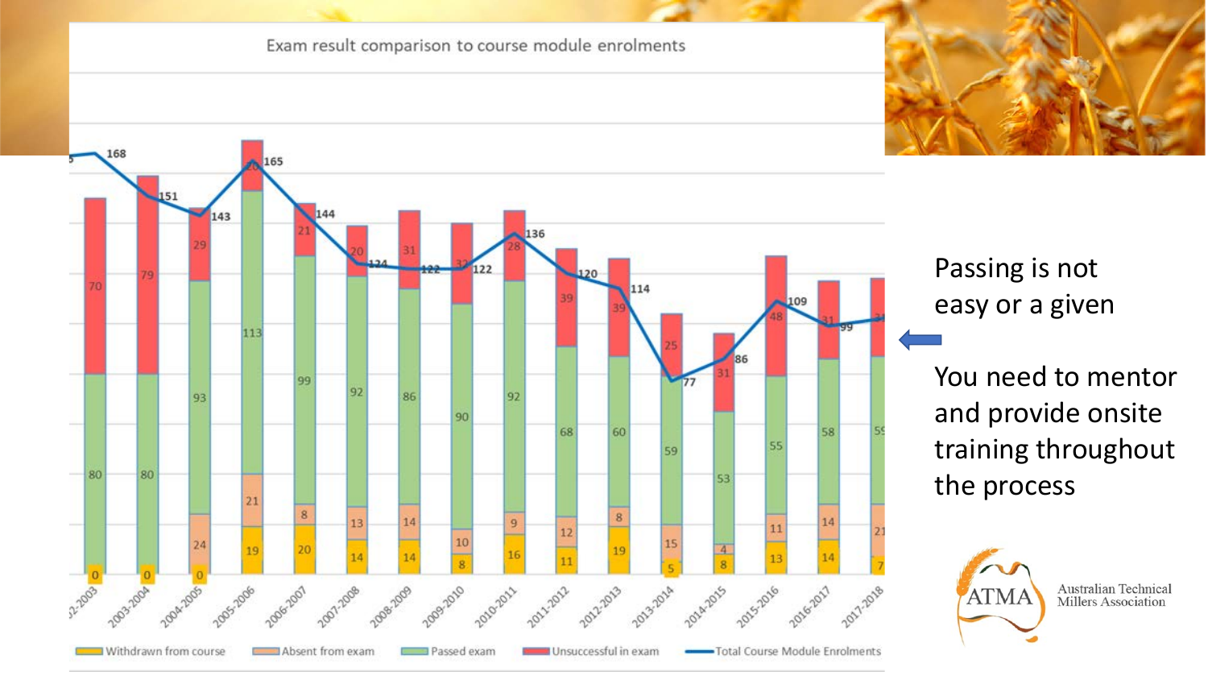Exam result comparison to course module enrolments

| Year | Withdrawn from course | Absent from exam | Passed exam | Unsuccessful in exam | Total Course Module Enrolments |
| --- | --- | --- | --- | --- | --- |
| 2002-2003 | 0 | | 80 | 70 | 168 |
| 2003-2004 | 0 | | 80 | 79 | 151 |
| 2004-2005 | 0 | 24 | 93 | 29 | 143 |
| 2005-2006 | 19 | 21 | 113 | 20 | 165 |
| 2006-2007 | 20 | 8 | 99 | 21 | 144 |
| 2007-2008 | 14 | 13 | 92 | 20 | 124 |
| 2008-2009 | 14 | 14 | 86 | 31 | 122 |
| 2009-2010 | 8 | 10 | 90 | 32 | 122 |
| 2010-2011 | 16 | 9 | 92 | 28 | 136 |
| 2011-2012 | 11 | 12 | 68 | 39 | 120 |
| 2012-2013 | 19 | 8 | 60 | 39 | 114 |
| 2013-2014 | 5 | 15 | 59 | 25 | 77 |
| 2014-2015 | 8 | 4 | 53 | 31 | 86 |
| 2015-2016 | 13 | 11 | 55 | 48 | 109 |
| 2016-2017 | 14 | 14 | 58 | 31 | 99 |
| 2017-2018 | 7 | 21 | 59 | | |

Passing is not easy or a given

You need to mentor and provide onsite training throughout the process

ATMA Australian Technical Millers Association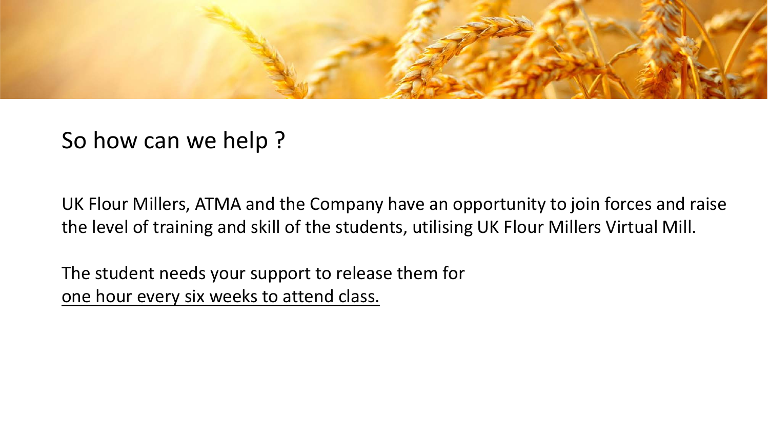## So how can we help ?

UK Flour Millers, ATMA and the Company have an opportunity to join forces and raise the level of training and skill of the students, utilising UK Flour Millers Virtual Mill.

The student needs your support to release them for
<u>one hour every six weeks to attend class.</u>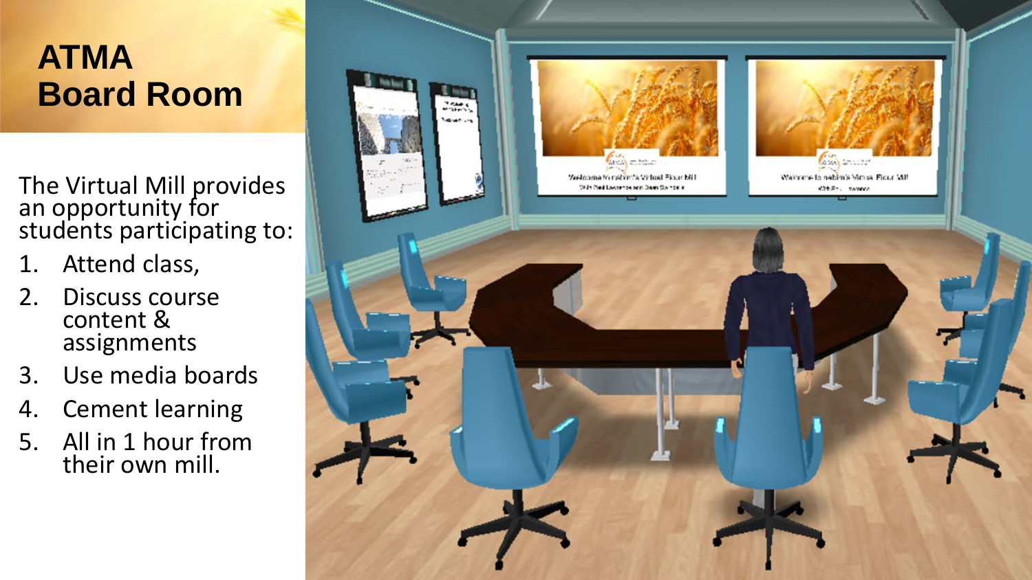# ATMA Board Room

The Virtual Mill provides an opportunity for students participating to:

1. Attend class,
2. Discuss course content & assignments
3. Use media boards
4. Cement learning
5. All in 1 hour from their own mill.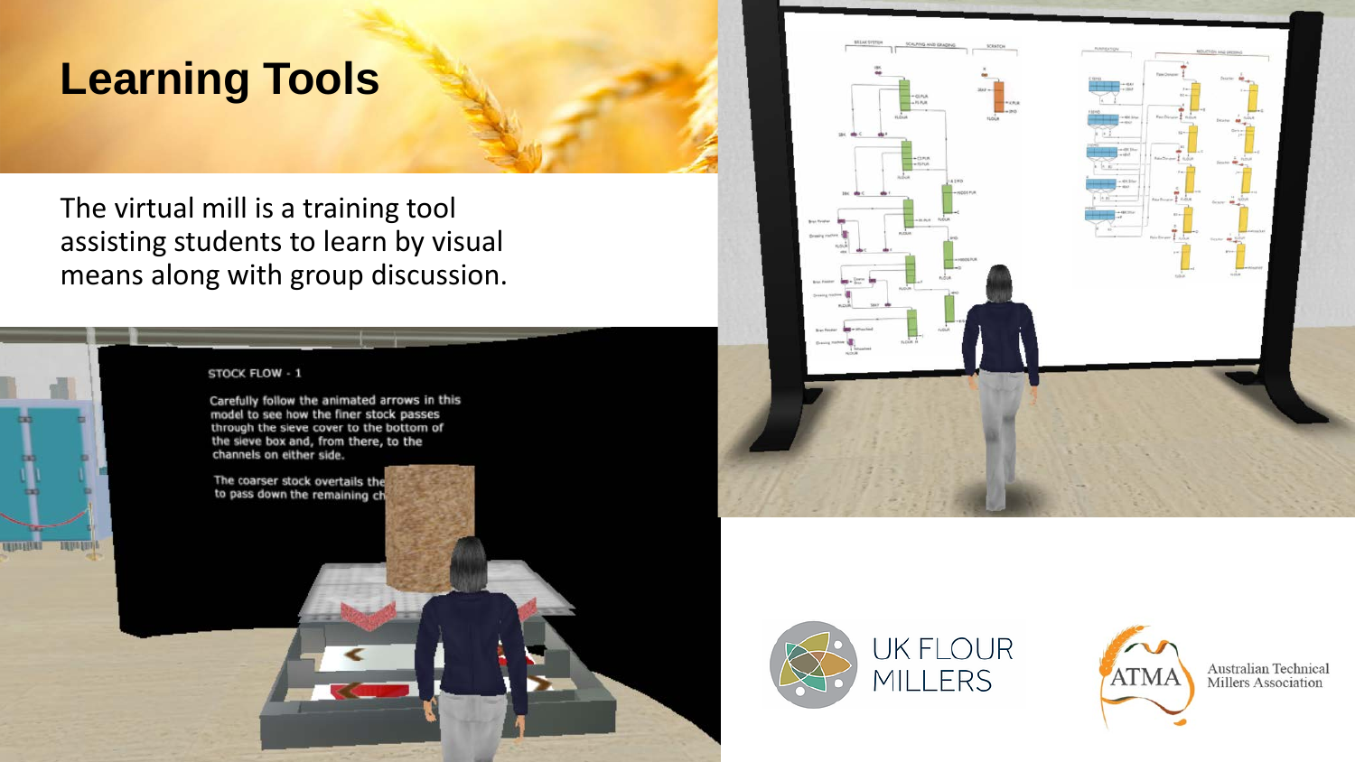# Learning Tools

The virtual mill is a training tool assisting students to learn by visual means along with group discussion.

STOCK FLOW - 1

Carefully follow the animated arrows in this model to see how the finer stock passes through the sieve cover to the bottom of the sieve box and, from there, to the channels on either side.

The coarser stock overtails the to pass down the remaining ch

UK FLOUR MILLERS

ATMA Australian Technical Millers Association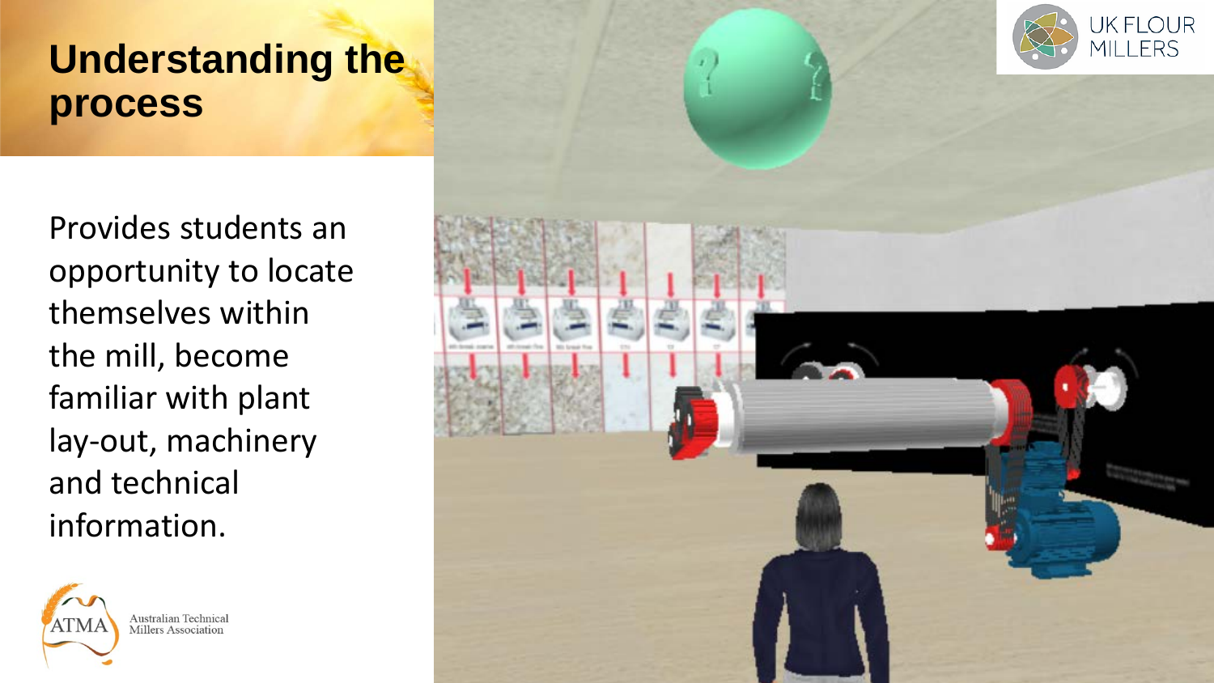# Understanding the process

Provides students an opportunity to locate themselves within the mill, become familiar with plant lay-out, machinery and technical information.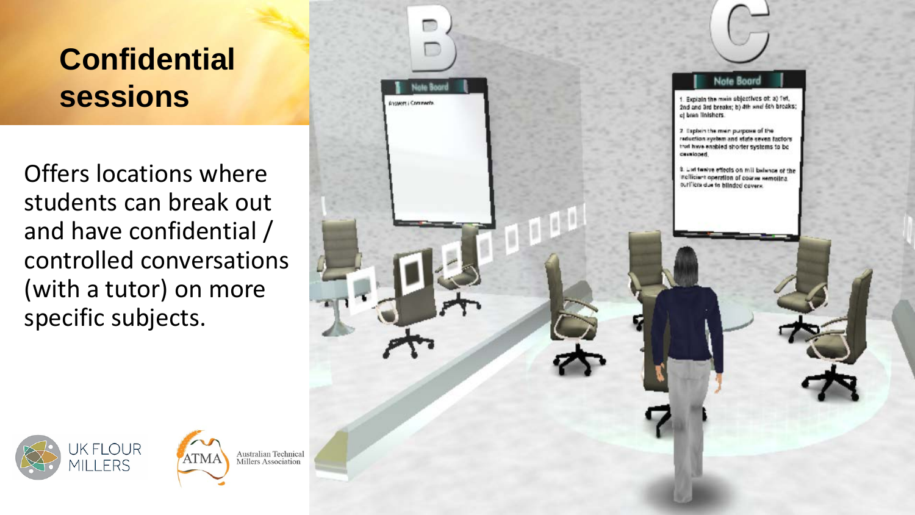# Confidential sessions

Offers locations where students can break out and have confidential / controlled conversations (with a tutor) on more specific subjects.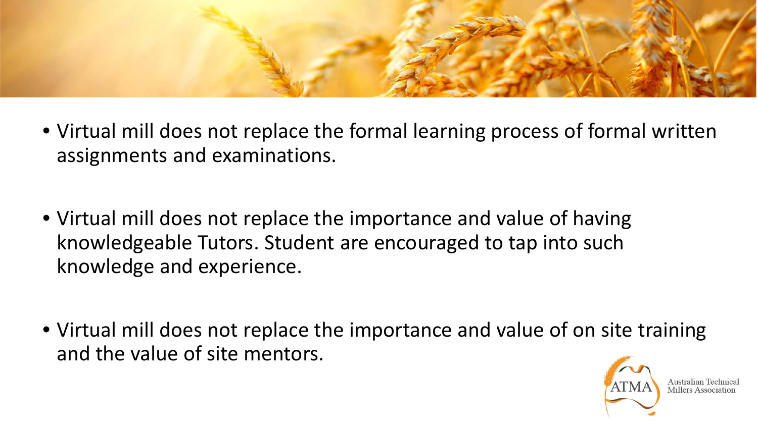- Virtual mill does not replace the formal learning process of formal written assignments and examinations.

- Virtual mill does not replace the importance and value of having knowledgeable Tutors. Student are encouraged to tap into such knowledge and experience.

- Virtual mill does not replace the importance and value of on site training and the value of site mentors.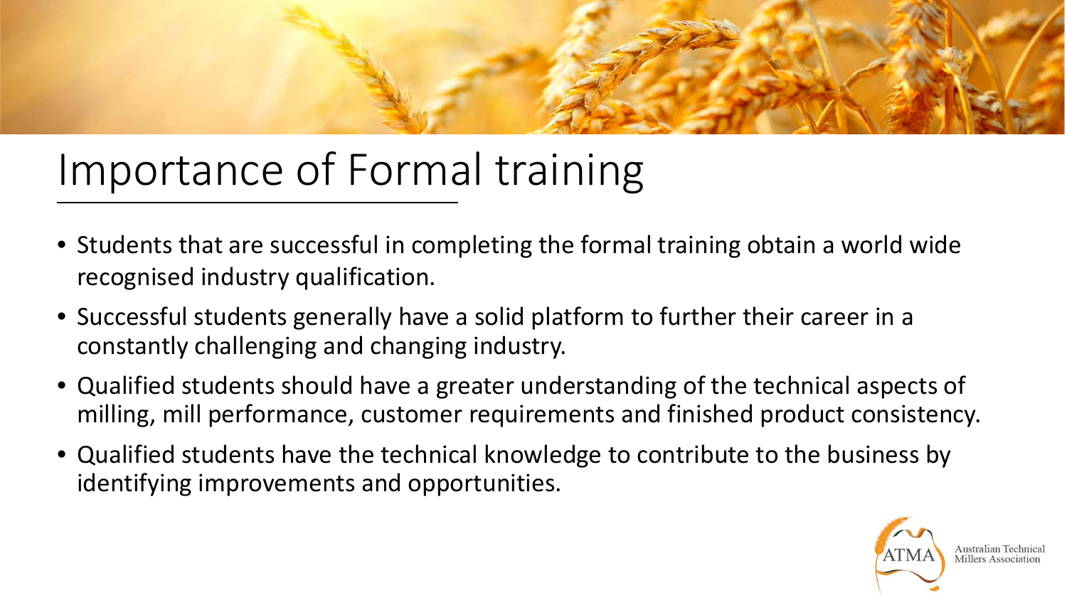# Importance of Formal training

- Students that are successful in completing the formal training obtain a world wide recognised industry qualification.
- Successful students generally have a solid platform to further their career in a constantly challenging and changing industry.
- Qualified students should have a greater understanding of the technical aspects of milling, mill performance, customer requirements and finished product consistency.
- Qualified students have the technical knowledge to contribute to the business by identifying improvements and opportunities.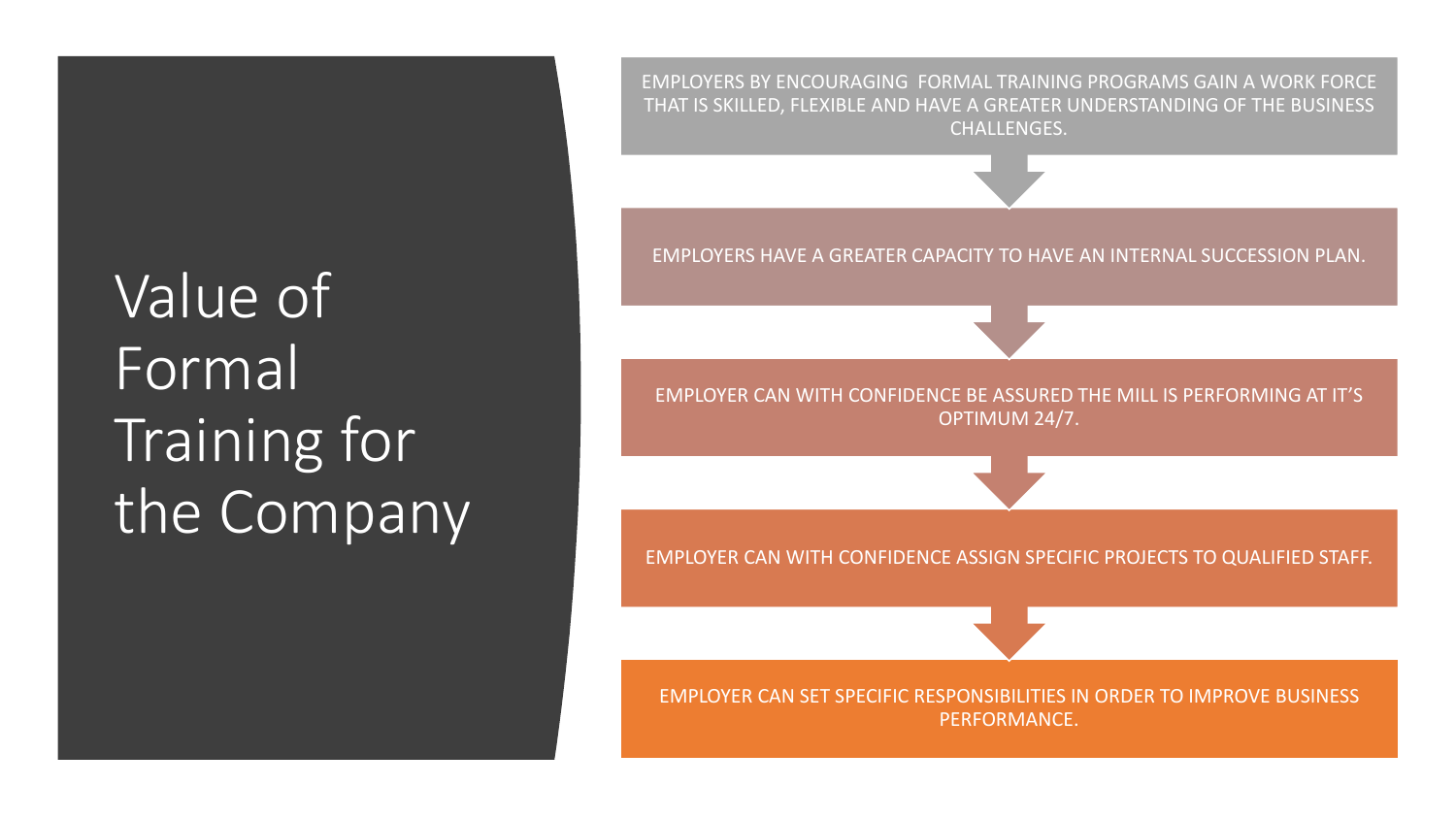# Value of Formal Training for the Company

- EMPLOYERS BY ENCOURAGING  FORMAL TRAINING PROGRAMS GAIN A WORK FORCE THAT IS SKILLED, FLEXIBLE AND HAVE A GREATER UNDERSTANDING OF THE BUSINESS CHALLENGES.
- EMPLOYERS HAVE A GREATER CAPACITY TO HAVE AN INTERNAL SUCCESSION PLAN.
- EMPLOYER CAN WITH CONFIDENCE BE ASSURED THE MILL IS PERFORMING AT IT'S OPTIMUM 24/7.
- EMPLOYER CAN WITH CONFIDENCE ASSIGN SPECIFIC PROJECTS TO QUALIFIED STAFF.
- EMPLOYER CAN SET SPECIFIC RESPONSIBILITIES IN ORDER TO IMPROVE BUSINESS PERFORMANCE.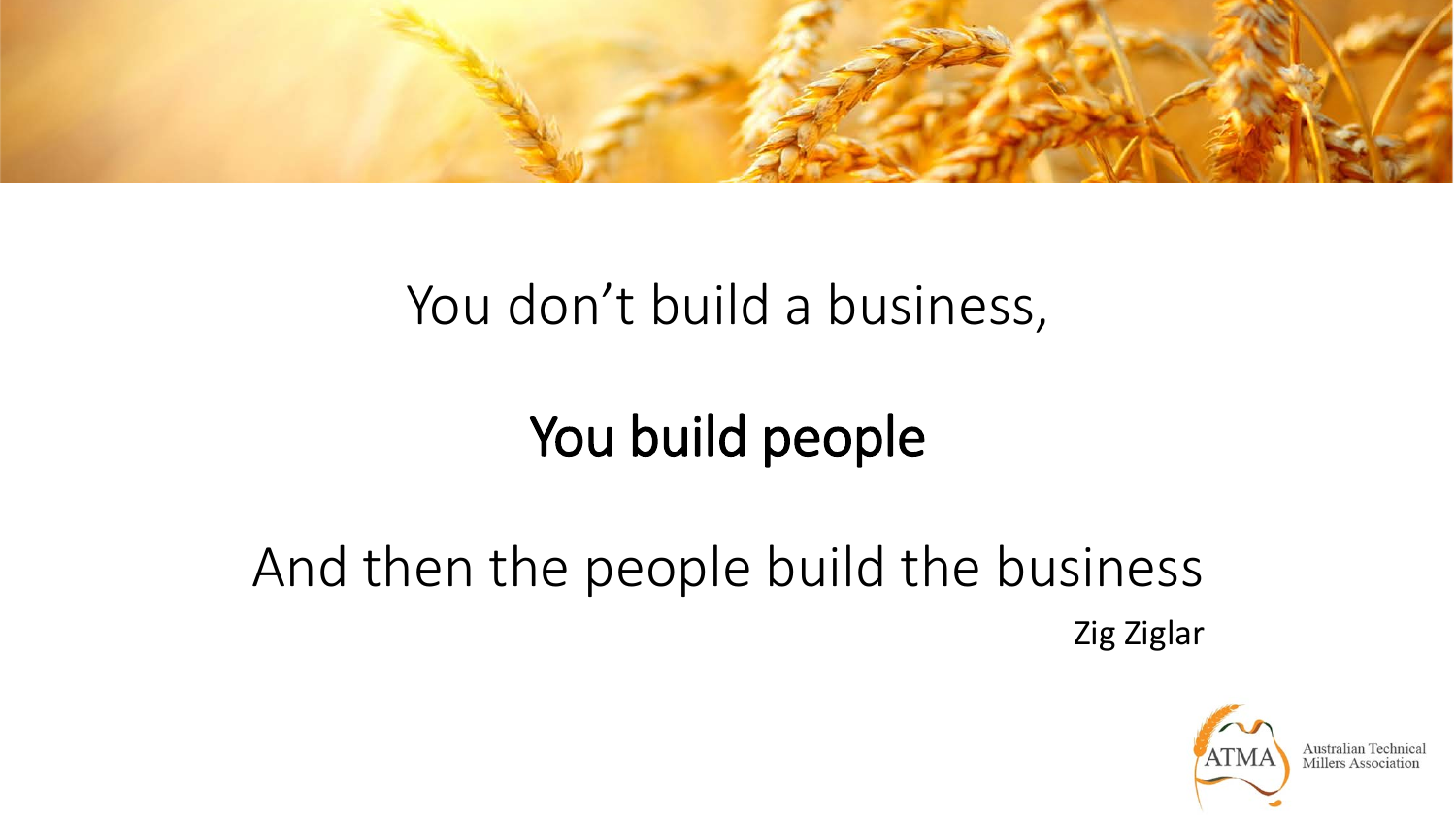You don't build a business,

**You build people**

And then the people build the business

Zig Ziglar